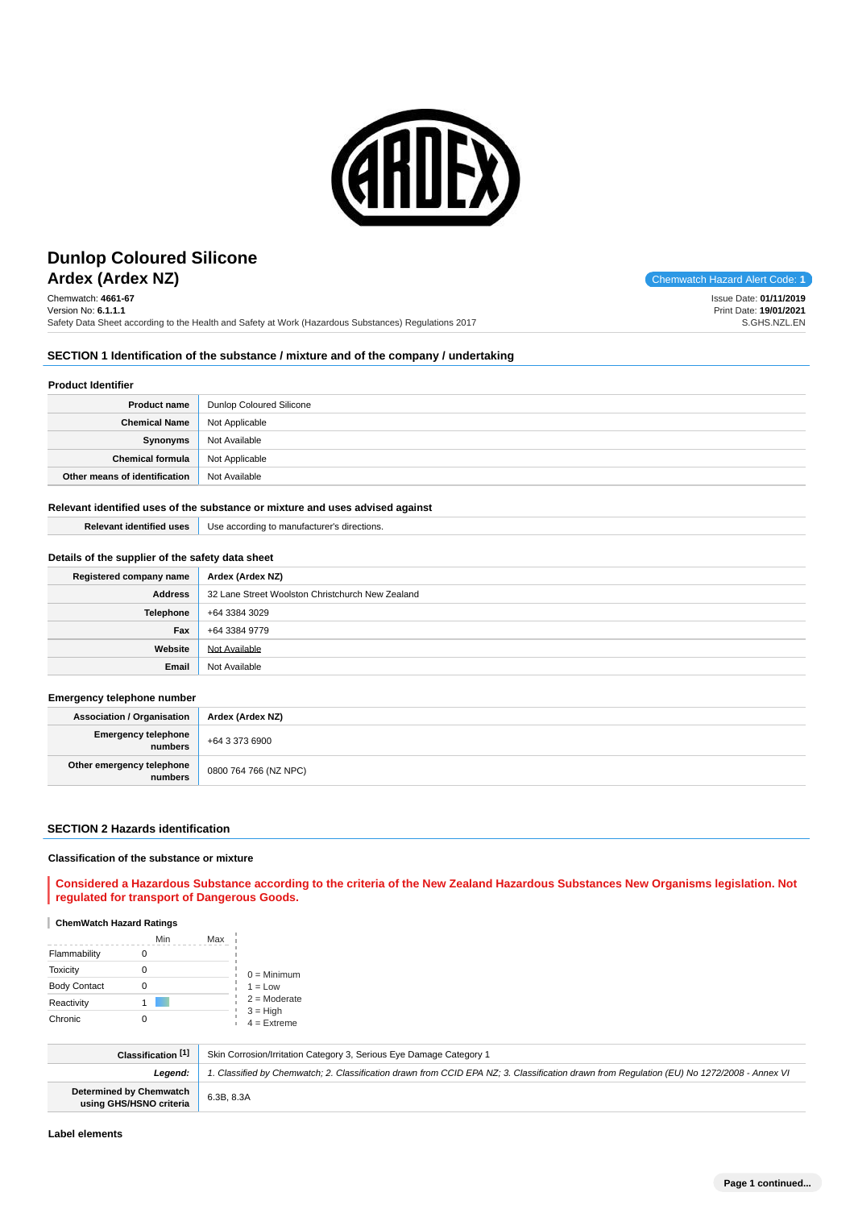# Dunlop Coloured Silicone
## Ardex (Ardex NZ)

Chemwatch Hazard Alert Code: **1**

Chemwatch: **4661-67**
Version No: **6.1.1.1**
Safety Data Sheet according to the Health and Safety at Work (Hazardous Substances) Regulations 2017

Issue Date: **01/11/2019**
Print Date: **19/01/2021**
S.GHS.NZL.EN

## SECTION 1 Identification of the substance / mixture and of the company / undertaking

### Product Identifier

| | |
|---|---|
| **Product name** | Dunlop Coloured Silicone |
| **Chemical Name** | Not Applicable |
| **Synonyms** | Not Available |
| **Chemical formula** | Not Applicable |
| **Other means of identification** | Not Available |

### Relevant identified uses of the substance or mixture and uses advised against

| | |
|---|---|
| **Relevant identified uses** | Use according to manufacturer's directions. |

### Details of the supplier of the safety data sheet

| | |
|---|---|
| **Registered company name** | **Ardex (Ardex NZ)** |
| **Address** | 32 Lane Street Woolston Christchurch New Zealand |
| **Telephone** | +64 3384 3029 |
| **Fax** | +64 3384 9779 |
| **Website** | Not Available |
| **Email** | Not Available |

### Emergency telephone number

| | |
|---|---|
| **Association / Organisation** | **Ardex (Ardex NZ)** |
| **Emergency telephone numbers** | +64 3 373 6900 |
| **Other emergency telephone numbers** | 0800 764 766 (NZ NPC) |

## SECTION 2 Hazards identification

### Classification of the substance or mixture

**Considered a Hazardous Substance according to the criteria of the New Zealand Hazardous Substances New Organisms legislation. Not regulated for transport of Dangerous Goods.**

#### ChemWatch Hazard Ratings

| | Min | Max |
|---|---|---|
| Flammability | 0 | |
| Toxicity | 0 | |
| Body Contact | 0 | |
| Reactivity | 1 | |
| Chronic | 0 | |

0 = Minimum
1 = Low
2 = Moderate
3 = High
4 = Extreme

| | |
|---|---|
| **Classification [1]** | Skin Corrosion/Irritation Category 3, Serious Eye Damage Category 1 |
| ***Legend:*** | *1. Classified by Chemwatch; 2. Classification drawn from CCID EPA NZ; 3. Classification drawn from Regulation (EU) No 1272/2008 - Annex VI* |
| **Determined by Chemwatch using GHS/HSNO criteria** | 6.3B, 8.3A |

### Label elements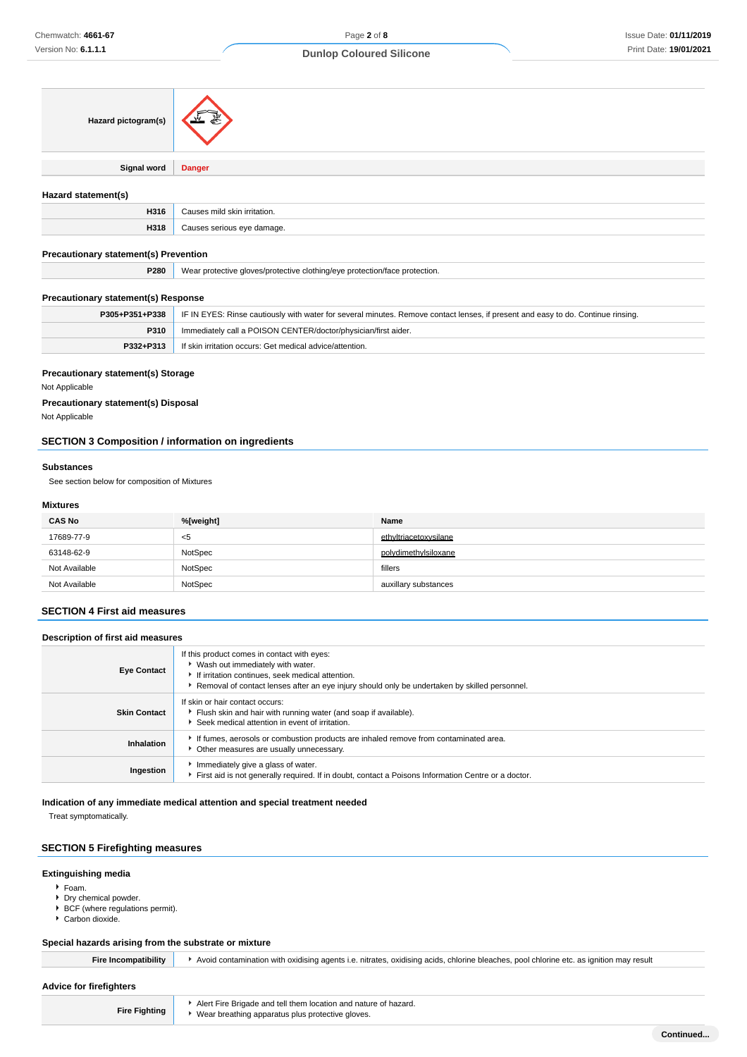| Hazard pictogram(s) | |
|---|---|
| Signal word | **Danger** |

### Hazard statement(s)

| | |
|---|---|
| H316 | Causes mild skin irritation. |
| H318 | Causes serious eye damage. |

### Precautionary statement(s) Prevention

| | |
|---|---|
| P280 | Wear protective gloves/protective clothing/eye protection/face protection. |

### Precautionary statement(s) Response

| | |
|---|---|
| P305+P351+P338 | IF IN EYES: Rinse cautiously with water for several minutes. Remove contact lenses, if present and easy to do. Continue rinsing. |
| P310 | Immediately call a POISON CENTER/doctor/physician/first aider. |
| P332+P313 | If skin irritation occurs: Get medical advice/attention. |

### Precautionary statement(s) Storage

Not Applicable

### Precautionary statement(s) Disposal

Not Applicable

## SECTION 3 Composition / information on ingredients

### Substances

See section below for composition of Mixtures

### Mixtures

| CAS No | %[weight] | Name |
|---|---|---|
| 17689-77-9 | <5 | ethyltriacetoxysilane |
| 63148-62-9 | NotSpec | polydimethylsiloxane |
| Not Available | NotSpec | fillers |
| Not Available | NotSpec | auxillary substances |

## SECTION 4 First aid measures

### Description of first aid measures

| | |
|---|---|
| Eye Contact | If this product comes in contact with eyes:<br>▸ Wash out immediately with water.<br>▸ If irritation continues, seek medical attention.<br>▸ Removal of contact lenses after an eye injury should only be undertaken by skilled personnel. |
| Skin Contact | If skin or hair contact occurs:<br>▸ Flush skin and hair with running water (and soap if available).<br>▸ Seek medical attention in event of irritation. |
| Inhalation | ▸ If fumes, aerosols or combustion products are inhaled remove from contaminated area.<br>▸ Other measures are usually unnecessary. |
| Ingestion | ▸ Immediately give a glass of water.<br>▸ First aid is not generally required. If in doubt, contact a Poisons Information Centre or a doctor. |

### Indication of any immediate medical attention and special treatment needed

Treat symptomatically.

## SECTION 5 Firefighting measures

### Extinguishing media

- Foam.
- Dry chemical powder.
- BCF (where regulations permit).
- Carbon dioxide.

### Special hazards arising from the substrate or mixture

| | |
|---|---|
| Fire Incompatibility | ▸ Avoid contamination with oxidising agents i.e. nitrates, oxidising acids, chlorine bleaches, pool chlorine etc. as ignition may result |

### Advice for firefighters

| | |
|---|---|
| Fire Fighting | ▸ Alert Fire Brigade and tell them location and nature of hazard.<br>▸ Wear breathing apparatus plus protective gloves. |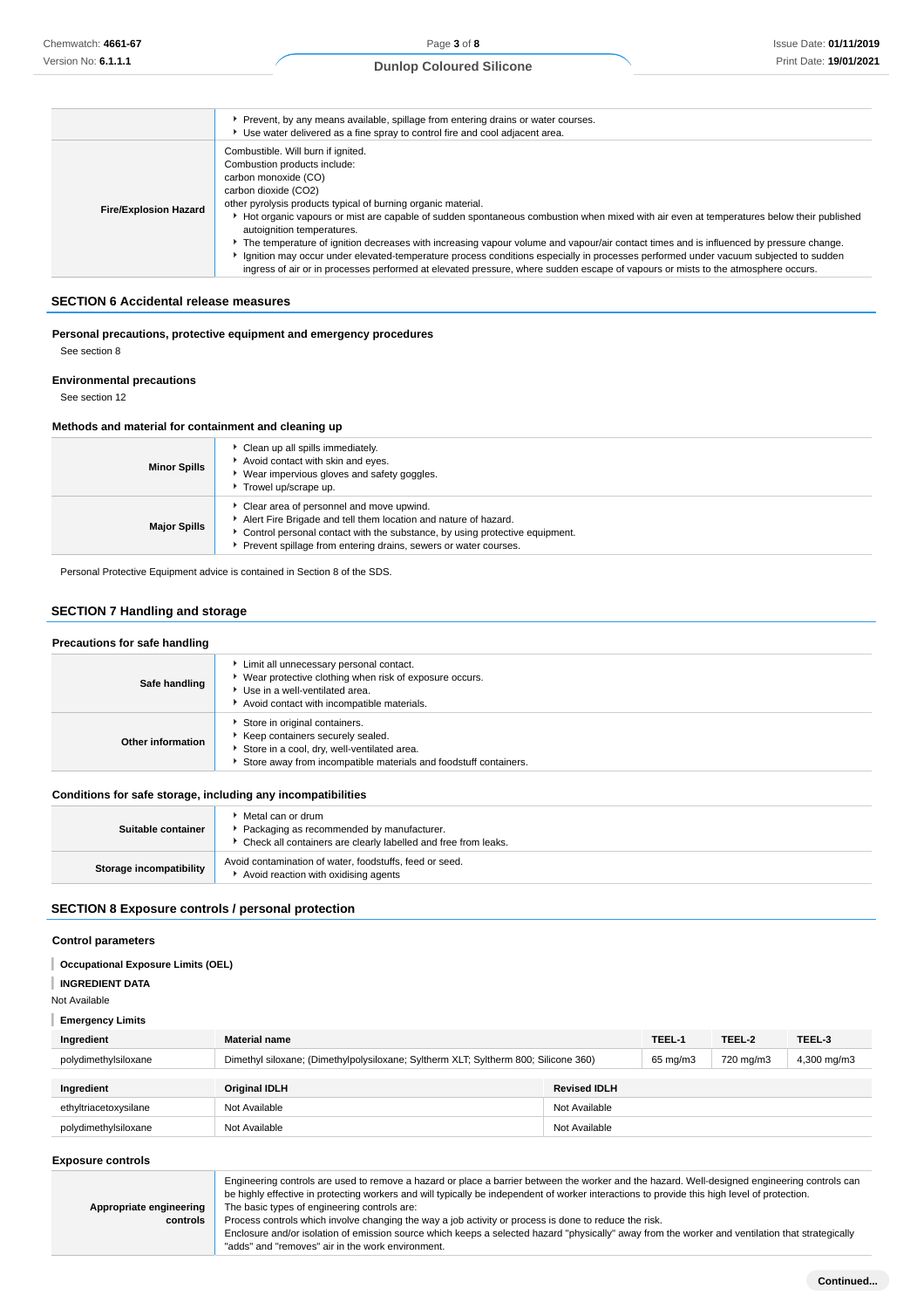| | |
|---|---|
| | - Prevent, by any means available, spillage from entering drains or water courses.<br>- Use water delivered as a fine spray to control fire and cool adjacent area. |
| **Fire/Explosion Hazard** | Combustible. Will burn if ignited.<br>Combustion products include:<br>carbon monoxide (CO)<br>carbon dioxide (CO2)<br>other pyrolysis products typical of burning organic material.<br>- Hot organic vapours or mist are capable of sudden spontaneous combustion when mixed with air even at temperatures below their published autoignition temperatures.<br>- The temperature of ignition decreases with increasing vapour volume and vapour/air contact times and is influenced by pressure change.<br>- Ignition may occur under elevated-temperature process conditions especially in processes performed under vacuum subjected to sudden ingress of air or in processes performed at elevated pressure, where sudden escape of vapours or mists to the atmosphere occurs. |

## SECTION 6 Accidental release measures

### Personal precautions, protective equipment and emergency procedures

See section 8

### Environmental precautions

See section 12

### Methods and material for containment and cleaning up

| | |
|---|---|
| **Minor Spills** | - Clean up all spills immediately.<br>- Avoid contact with skin and eyes.<br>- Wear impervious gloves and safety goggles.<br>- Trowel up/scrape up. |
| **Major Spills** | - Clear area of personnel and move upwind.<br>- Alert Fire Brigade and tell them location and nature of hazard.<br>- Control personal contact with the substance, by using protective equipment.<br>- Prevent spillage from entering drains, sewers or water courses. |

Personal Protective Equipment advice is contained in Section 8 of the SDS.

## SECTION 7 Handling and storage

### Precautions for safe handling

| | |
|---|---|
| **Safe handling** | - Limit all unnecessary personal contact.<br>- Wear protective clothing when risk of exposure occurs.<br>- Use in a well-ventilated area.<br>- Avoid contact with incompatible materials. |
| **Other information** | - Store in original containers.<br>- Keep containers securely sealed.<br>- Store in a cool, dry, well-ventilated area.<br>- Store away from incompatible materials and foodstuff containers. |

### Conditions for safe storage, including any incompatibilities

| | |
|---|---|
| **Suitable container** | - Metal can or drum<br>- Packaging as recommended by manufacturer.<br>- Check all containers are clearly labelled and free from leaks. |
| **Storage incompatibility** | Avoid contamination of water, foodstuffs, feed or seed.<br>- Avoid reaction with oxidising agents |

## SECTION 8 Exposure controls / personal protection

### Control parameters

**Occupational Exposure Limits (OEL)**

**INGREDIENT DATA**

Not Available

**Emergency Limits**

| Ingredient | Material name | TEEL-1 | TEEL-2 | TEEL-3 |
|---|---|---|---|---|
| polydimethylsiloxane | Dimethyl siloxane; (Dimethylpolysiloxane; Syltherm XLT; Syltherm 800; Silicone 360) | 65 mg/m3 | 720 mg/m3 | 4,300 mg/m3 |

| Ingredient | Original IDLH | Revised IDLH |
|---|---|---|
| ethyltriacetoxysilane | Not Available | Not Available |
| polydimethylsiloxane | Not Available | Not Available |

### Exposure controls

| | |
|---|---|
| **Appropriate engineering controls** | Engineering controls are used to remove a hazard or place a barrier between the worker and the hazard. Well-designed engineering controls can be highly effective in protecting workers and will typically be independent of worker interactions to provide this high level of protection.<br>The basic types of engineering controls are:<br>Process controls which involve changing the way a job activity or process is done to reduce the risk.<br>Enclosure and/or isolation of emission source which keeps a selected hazard "physically" away from the worker and ventilation that strategically "adds" and "removes" air in the work environment. |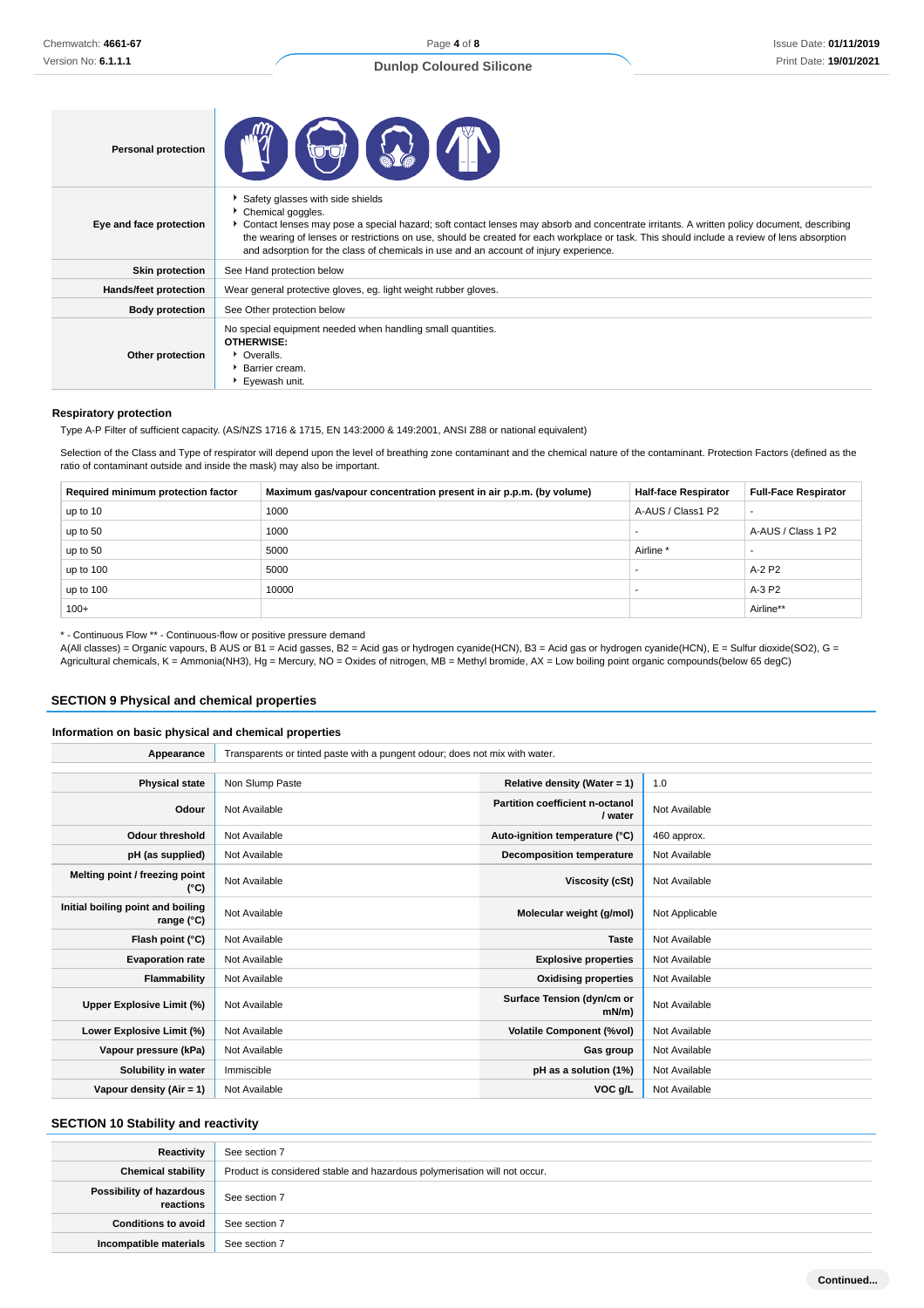| Personal protection | |
|---|---|
| Eye and face protection | - Safety glasses with side shields<br>- Chemical goggles.<br>- Contact lenses may pose a special hazard; soft contact lenses may absorb and concentrate irritants. A written policy document, describing the wearing of lenses or restrictions on use, should be created for each workplace or task. This should include a review of lens absorption and adsorption for the class of chemicals in use and an account of injury experience. |
| Skin protection | See Hand protection below |
| Hands/feet protection | Wear general protective gloves, eg. light weight rubber gloves. |
| Body protection | See Other protection below |
| Other protection | No special equipment needed when handling small quantities.<br>**OTHERWISE:**<br>- Overalls.<br>- Barrier cream.<br>- Eyewash unit. |

### Respiratory protection

Type A-P Filter of sufficient capacity. (AS/NZS 1716 & 1715, EN 143:2000 & 149:2001, ANSI Z88 or national equivalent)

Selection of the Class and Type of respirator will depend upon the level of breathing zone contaminant and the chemical nature of the contaminant. Protection Factors (defined as the ratio of contaminant outside and inside the mask) may also be important.

| Required minimum protection factor | Maximum gas/vapour concentration present in air p.p.m. (by volume) | Half-face Respirator | Full-Face Respirator |
|---|---|---|---|
| up to 10 | 1000 | A-AUS / Class1 P2 | - |
| up to 50 | 1000 | - | A-AUS / Class 1 P2 |
| up to 50 | 5000 | Airline * | - |
| up to 100 | 5000 | - | A-2 P2 |
| up to 100 | 10000 | - | A-3 P2 |
| 100+ | | | Airline** |

* - Continuous Flow ** - Continuous-flow or positive pressure demand
A(All classes) = Organic vapours, B AUS or B1 = Acid gasses, B2 = Acid gas or hydrogen cyanide(HCN), B3 = Acid gas or hydrogen cyanide(HCN), E = Sulfur dioxide(SO2), G = Agricultural chemicals, K = Ammonia(NH3), Hg = Mercury, NO = Oxides of nitrogen, MB = Methyl bromide, AX = Low boiling point organic compounds(below 65 degC)

## SECTION 9 Physical and chemical properties

### Information on basic physical and chemical properties

| Appearance | Transparents or tinted paste with a pungent odour; does not mix with water. | | |
|---|---|---|---|
| Physical state | Non Slump Paste | Relative density (Water = 1) | 1.0 |
| Odour | Not Available | Partition coefficient n-octanol / water | Not Available |
| Odour threshold | Not Available | Auto-ignition temperature (°C) | 460 approx. |
| pH (as supplied) | Not Available | Decomposition temperature | Not Available |
| Melting point / freezing point (°C) | Not Available | Viscosity (cSt) | Not Available |
| Initial boiling point and boiling range (°C) | Not Available | Molecular weight (g/mol) | Not Applicable |
| Flash point (°C) | Not Available | Taste | Not Available |
| Evaporation rate | Not Available | Explosive properties | Not Available |
| Flammability | Not Available | Oxidising properties | Not Available |
| Upper Explosive Limit (%) | Not Available | Surface Tension (dyn/cm or mN/m) | Not Available |
| Lower Explosive Limit (%) | Not Available | Volatile Component (%vol) | Not Available |
| Vapour pressure (kPa) | Not Available | Gas group | Not Available |
| Solubility in water | Immiscible | pH as a solution (1%) | Not Available |
| Vapour density (Air = 1) | Not Available | VOC g/L | Not Available |

## SECTION 10 Stability and reactivity

| Reactivity | See section 7 |
|---|---|
| Chemical stability | Product is considered stable and hazardous polymerisation will not occur. |
| Possibility of hazardous reactions | See section 7 |
| Conditions to avoid | See section 7 |
| Incompatible materials | See section 7 |

Continued...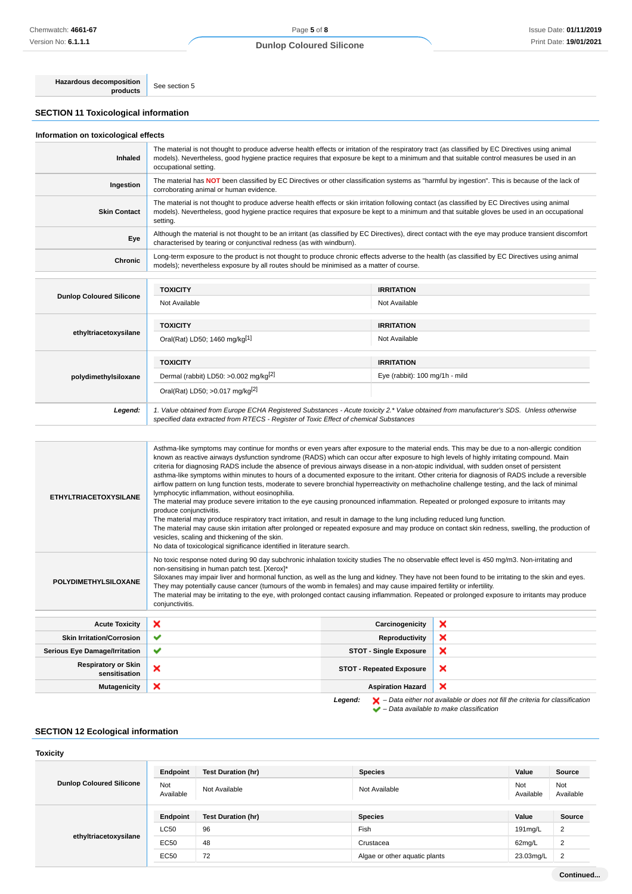| | |
|---|---|
| **Hazardous decomposition products** | See section 5 |

## SECTION 11 Toxicological information

### Information on toxicological effects

| | |
|---|---|
| **Inhaled** | The material is not thought to produce adverse health effects or irritation of the respiratory tract (as classified by EC Directives using animal models). Nevertheless, good hygiene practice requires that exposure be kept to a minimum and that suitable control measures be used in an occupational setting. |
| **Ingestion** | The material has **NOT** been classified by EC Directives or other classification systems as "harmful by ingestion". This is because of the lack of corroborating animal or human evidence. |
| **Skin Contact** | The material is not thought to produce adverse health effects or skin irritation following contact (as classified by EC Directives using animal models). Nevertheless, good hygiene practice requires that exposure be kept to a minimum and that suitable gloves be used in an occupational setting. |
| **Eye** | Although the material is not thought to be an irritant (as classified by EC Directives), direct contact with the eye may produce transient discomfort characterised by tearing or conjunctival redness (as with windburn). |
| **Chronic** | Long-term exposure to the product is not thought to produce chronic effects adverse to the health (as classified by EC Directives using animal models); nevertheless exposure by all routes should be minimised as a matter of course. |

| | TOXICITY | IRRITATION |
|---|---|---|
| **Dunlop Coloured Silicone** | Not Available | Not Available |
| **ethyltriacetoxysilane** | Oral(Rat) LD50; 1460 mg/kg[1] | Not Available |
| **polydimethylsiloxane** | Dermal (rabbit) LD50: >0.002 mg/kg[2] | Eye (rabbit): 100 mg/1h - mild |
| | Oral(Rat) LD50; >0.017 mg/kg[2] | |
| ***Legend:*** | *1. Value obtained from Europe ECHA Registered Substances - Acute toxicity 2.\* Value obtained from manufacturer's SDS. Unless otherwise specified data extracted from RTECS - Register of Toxic Effect of chemical Substances* | |

| | |
|---|---|
| **ETHYLTRIACETOXYSILANE** | Asthma-like symptoms may continue for months or even years after exposure to the material ends. This may be due to a non-allergic condition known as reactive airways dysfunction syndrome (RADS) which can occur after exposure to high levels of highly irritating compound. Main criteria for diagnosing RADS include the absence of previous airways disease in a non-atopic individual, with sudden onset of persistent asthma-like symptoms within minutes to hours of a documented exposure to the irritant. Other criteria for diagnosis of RADS include a reversible airflow pattern on lung function tests, moderate to severe bronchial hyperreactivity on methacholine challenge testing, and the lack of minimal lymphocytic inflammation, without eosinophilia.<br>The material may produce severe irritation to the eye causing pronounced inflammation. Repeated or prolonged exposure to irritants may produce conjunctivitis.<br>The material may produce respiratory tract irritation, and result in damage to the lung including reduced lung function.<br>The material may cause skin irritation after prolonged or repeated exposure and may produce on contact skin redness, swelling, the production of vesicles, scaling and thickening of the skin.<br>No data of toxicological significance identified in literature search. |
| **POLYDIMETHYLSILOXANE** | No toxic response noted during 90 day subchronic inhalation toxicity studies The no observable effect level is 450 mg/m3. Non-irritating and non-sensitising in human patch test. [Xerox]\*<br>Siloxanes may impair liver and hormonal function, as well as the lung and kidney. They have not been found to be irritating to the skin and eyes. They may potentially cause cancer (tumours of the womb in females) and may cause impaired fertility or infertility.<br>The material may be irritating to the eye, with prolonged contact causing inflammation. Repeated or prolonged exposure to irritants may produce conjunctivitis. |

| | | | |
|---|---|---|---|
| **Acute Toxicity** | ✘ | **Carcinogenicity** | ✘ |
| **Skin Irritation/Corrosion** | ✔ | **Reproductivity** | ✘ |
| **Serious Eye Damage/Irritation** | ✔ | **STOT - Single Exposure** | ✘ |
| **Respiratory or Skin sensitisation** | ✘ | **STOT - Repeated Exposure** | ✘ |
| **Mutagenicity** | ✘ | **Aspiration Hazard** | ✘ |

***Legend:*** ✘ – *Data either not available or does not fill the criteria for classification*
✔ – *Data available to make classification*

## SECTION 12 Ecological information

### Toxicity

| | Endpoint | Test Duration (hr) | Species | Value | Source |
|---|---|---|---|---|---|
| **Dunlop Coloured Silicone** | Not Available | Not Available | Not Available | Not Available | Not Available |
| **ethyltriacetoxysilane** | LC50 | 96 | Fish | 191mg/L | 2 |
| | EC50 | 48 | Crustacea | 62mg/L | 2 |
| | EC50 | 72 | Algae or other aquatic plants | 23.03mg/L | 2 |

**Continued...**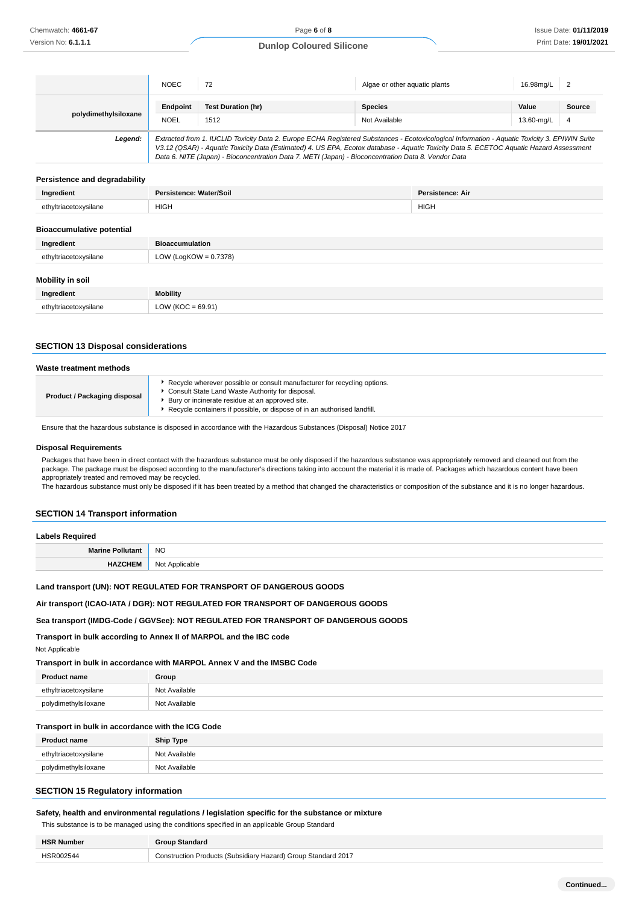| | NOEC | 72 | Algae or other aquatic plants | 16.98mg/L | 2 |
|---|---|---|---|---|---|
| polydimethylsiloxane | **Endpoint** | **Test Duration (hr)** | **Species** | **Value** | **Source** |
| | NOEL | 1512 | Not Available | 13.60-mg/L | 4 |
| ***Legend:*** | *Extracted from 1. IUCLID Toxicity Data 2. Europe ECHA Registered Substances - Ecotoxicological Information - Aquatic Toxicity 3. EPIWIN Suite V3.12 (QSAR) - Aquatic Toxicity Data (Estimated) 4. US EPA, Ecotox database - Aquatic Toxicity Data 5. ECETOC Aquatic Hazard Assessment Data 6. NITE (Japan) - Bioconcentration Data 7. METI (Japan) - Bioconcentration Data 8. Vendor Data* | | | | |

### Persistence and degradability

| Ingredient | Persistence: Water/Soil | Persistence: Air |
|---|---|---|
| ethyltriacetoxysilane | HIGH | HIGH |

### Bioaccumulative potential

| Ingredient | Bioaccumulation |
|---|---|
| ethyltriacetoxysilane | LOW (LogKOW = 0.7378) |

### Mobility in soil

| Ingredient | Mobility |
|---|---|
| ethyltriacetoxysilane | LOW (KOC = 69.91) |

## SECTION 13 Disposal considerations

### Waste treatment methods

| Product / Packaging disposal | - Recycle wherever possible or consult manufacturer for recycling options.<br>- Consult State Land Waste Authority for disposal.<br>- Bury or incinerate residue at an approved site.<br>- Recycle containers if possible, or dispose of in an authorised landfill. |
|---|---|

Ensure that the hazardous substance is disposed in accordance with the Hazardous Substances (Disposal) Notice 2017

### Disposal Requirements

Packages that have been in direct contact with the hazardous substance must be only disposed if the hazardous substance was appropriately removed and cleaned out from the package. The package must be disposed according to the manufacturer's directions taking into account the material it is made of. Packages which hazardous content have been appropriately treated and removed may be recycled.
The hazardous substance must only be disposed if it has been treated by a method that changed the characteristics or composition of the substance and it is no longer hazardous.

## SECTION 14 Transport information

### Labels Required

| Marine Pollutant | NO |
|---|---|
| HAZCHEM | Not Applicable |

**Land transport (UN): NOT REGULATED FOR TRANSPORT OF DANGEROUS GOODS**

**Air transport (ICAO-IATA / DGR): NOT REGULATED FOR TRANSPORT OF DANGEROUS GOODS**

**Sea transport (IMDG-Code / GGVSee): NOT REGULATED FOR TRANSPORT OF DANGEROUS GOODS**

**Transport in bulk according to Annex II of MARPOL and the IBC code**

Not Applicable

**Transport in bulk in accordance with MARPOL Annex V and the IMSBC Code**

| Product name | Group |
|---|---|
| ethyltriacetoxysilane | Not Available |
| polydimethylsiloxane | Not Available |

**Transport in bulk in accordance with the ICG Code**

| Product name | Ship Type |
|---|---|
| ethyltriacetoxysilane | Not Available |
| polydimethylsiloxane | Not Available |

## SECTION 15 Regulatory information

**Safety, health and environmental regulations / legislation specific for the substance or mixture**

This substance is to be managed using the conditions specified in an applicable Group Standard

| HSR Number | Group Standard |
|---|---|
| HSR002544 | Construction Products (Subsidiary Hazard) Group Standard 2017 |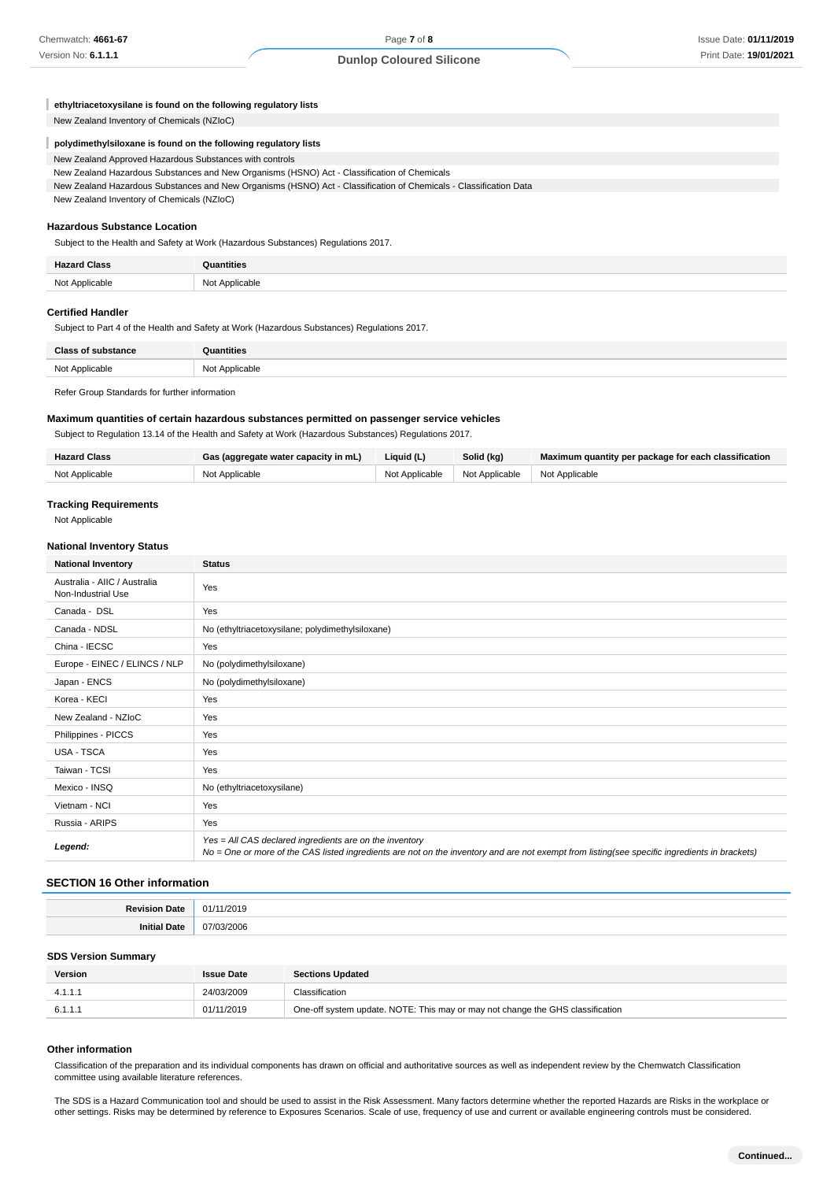**ethyltriacetoxysilane is found on the following regulatory lists**

New Zealand Inventory of Chemicals (NZIoC)

**polydimethylsiloxane is found on the following regulatory lists**

New Zealand Approved Hazardous Substances with controls
New Zealand Hazardous Substances and New Organisms (HSNO) Act - Classification of Chemicals
New Zealand Hazardous Substances and New Organisms (HSNO) Act - Classification of Chemicals - Classification Data
New Zealand Inventory of Chemicals (NZIoC)

### Hazardous Substance Location

Subject to the Health and Safety at Work (Hazardous Substances) Regulations 2017.

| Hazard Class | Quantities |
|---|---|
| Not Applicable | Not Applicable |

### Certified Handler

Subject to Part 4 of the Health and Safety at Work (Hazardous Substances) Regulations 2017.

| Class of substance | Quantities |
|---|---|
| Not Applicable | Not Applicable |

Refer Group Standards for further information

### Maximum quantities of certain hazardous substances permitted on passenger service vehicles

Subject to Regulation 13.14 of the Health and Safety at Work (Hazardous Substances) Regulations 2017.

| Hazard Class | Gas (aggregate water capacity in mL) | Liquid (L) | Solid (kg) | Maximum quantity per package for each classification |
|---|---|---|---|---|
| Not Applicable | Not Applicable | Not Applicable | Not Applicable | Not Applicable |

### Tracking Requirements

Not Applicable

### National Inventory Status

| National Inventory | Status |
|---|---|
| Australia - AIIC / Australia Non-Industrial Use | Yes |
| Canada - DSL | Yes |
| Canada - NDSL | No (ethyltriacetoxysilane; polydimethylsiloxane) |
| China - IECSC | Yes |
| Europe - EINEC / ELINCS / NLP | No (polydimethylsiloxane) |
| Japan - ENCS | No (polydimethylsiloxane) |
| Korea - KECI | Yes |
| New Zealand - NZIoC | Yes |
| Philippines - PICCS | Yes |
| USA - TSCA | Yes |
| Taiwan - TCSI | Yes |
| Mexico - INSQ | No (ethyltriacetoxysilane) |
| Vietnam - NCI | Yes |
| Russia - ARIPS | Yes |
| ***Legend:*** | *Yes = All CAS declared ingredients are on the inventory*<br>*No = One or more of the CAS listed ingredients are not on the inventory and are not exempt from listing(see specific ingredients in brackets)* |

## SECTION 16 Other information

| | |
|---|---|
| **Revision Date** | 01/11/2019 |
| **Initial Date** | 07/03/2006 |

### SDS Version Summary

| Version | Issue Date | Sections Updated |
|---|---|---|
| 4.1.1.1 | 24/03/2009 | Classification |
| 6.1.1.1 | 01/11/2019 | One-off system update. NOTE: This may or may not change the GHS classification |

### Other information

Classification of the preparation and its individual components has drawn on official and authoritative sources as well as independent review by the Chemwatch Classification committee using available literature references.

The SDS is a Hazard Communication tool and should be used to assist in the Risk Assessment. Many factors determine whether the reported Hazards are Risks in the workplace or other settings. Risks may be determined by reference to Exposures Scenarios. Scale of use, frequency of use and current or available engineering controls must be considered.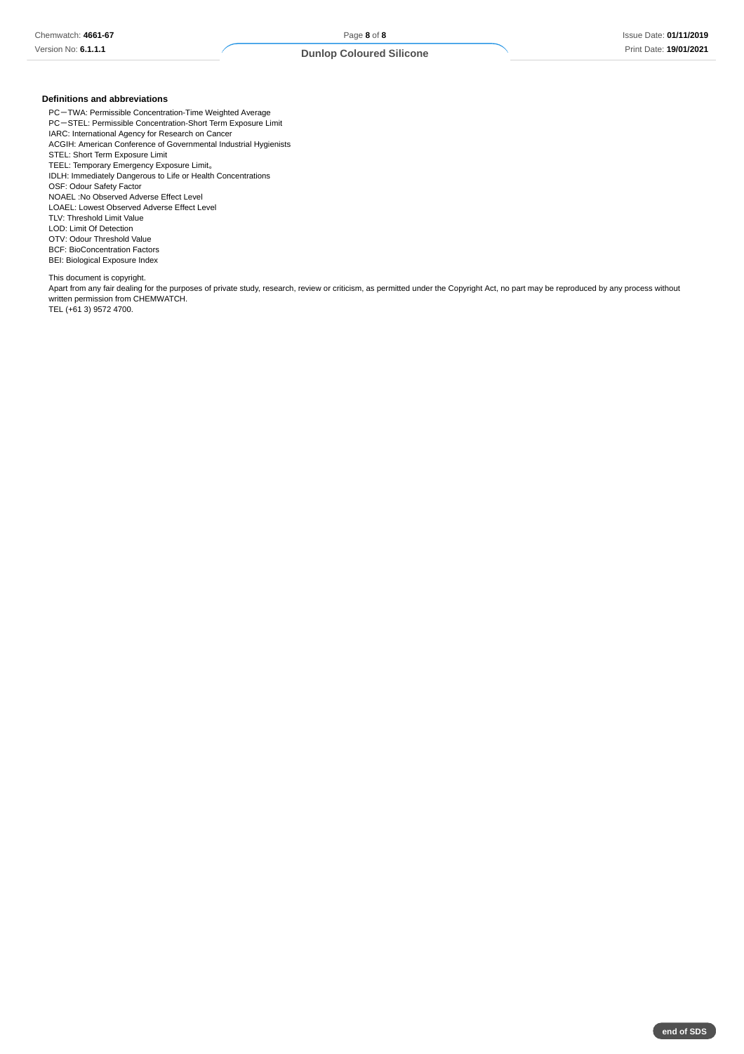### Definitions and abbreviations

PC－TWA: Permissible Concentration-Time Weighted Average
PC－STEL: Permissible Concentration-Short Term Exposure Limit
IARC: International Agency for Research on Cancer
ACGIH: American Conference of Governmental Industrial Hygienists
STEL: Short Term Exposure Limit
TEEL: Temporary Emergency Exposure Limit。
IDLH: Immediately Dangerous to Life or Health Concentrations
OSF: Odour Safety Factor
NOAEL :No Observed Adverse Effect Level
LOAEL: Lowest Observed Adverse Effect Level
TLV: Threshold Limit Value
LOD: Limit Of Detection
OTV: Odour Threshold Value
BCF: BioConcentration Factors
BEI: Biological Exposure Index

This document is copyright.
Apart from any fair dealing for the purposes of private study, research, review or criticism, as permitted under the Copyright Act, no part may be reproduced by any process without written permission from CHEMWATCH.
TEL (+61 3) 9572 4700.

end of SDS